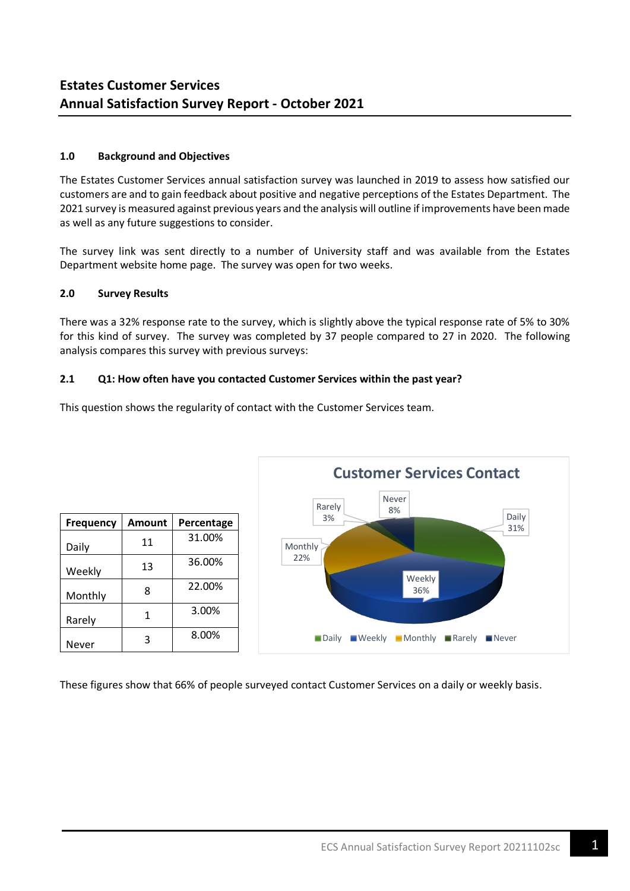# Estates Customer Services
# Annual Satisfaction Survey Report - October 2021

## 1.0 Background and Objectives

The Estates Customer Services annual satisfaction survey was launched in 2019 to assess how satisfied our customers are and to gain feedback about positive and negative perceptions of the Estates Department. The 2021 survey is measured against previous years and the analysis will outline if improvements have been made as well as any future suggestions to consider.

The survey link was sent directly to a number of University staff and was available from the Estates Department website home page. The survey was open for two weeks.

## 2.0 Survey Results

There was a 32% response rate to the survey, which is slightly above the typical response rate of 5% to 30% for this kind of survey. The survey was completed by 37 people compared to 27 in 2020. The following analysis compares this survey with previous surveys:

### 2.1 Q1: How often have you contacted Customer Services within the past year?

This question shows the regularity of contact with the Customer Services team.

| Frequency | Amount | Percentage |
|---|---|---|
| Daily | 11 | 31.00% |
| Weekly | 13 | 36.00% |
| Monthly | 8 | 22.00% |
| Rarely | 1 | 3.00% |
| Never | 3 | 8.00% |

**Customer Services Contact**

Daily 31%, Weekly 36%, Monthly 22%, Rarely 3%, Never 8%

These figures show that 66% of people surveyed contact Customer Services on a daily or weekly basis.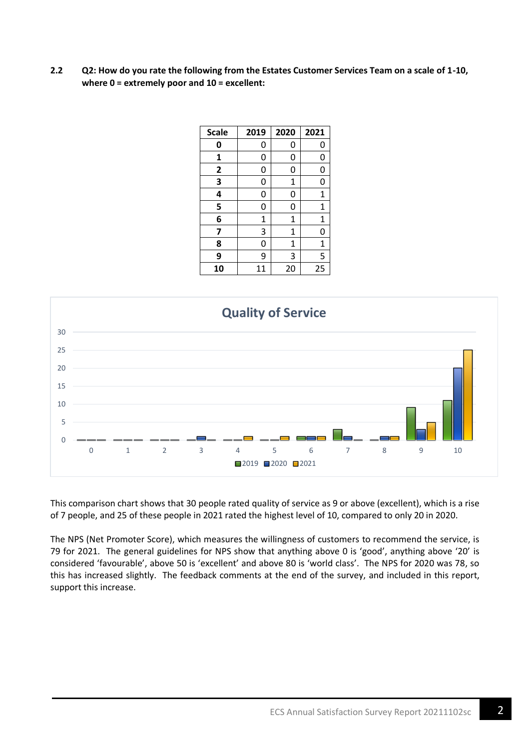## 2.2 Q2: How do you rate the following from the Estates Customer Services Team on a scale of 1-10, where 0 = extremely poor and 10 = excellent:

| Scale | 2019 | 2020 | 2021 |
|---|---|---|---|
| **0** | 0 | 0 | 0 |
| **1** | 0 | 0 | 0 |
| **2** | 0 | 0 | 0 |
| **3** | 0 | 1 | 0 |
| **4** | 0 | 0 | 1 |
| **5** | 0 | 0 | 1 |
| **6** | 1 | 1 | 1 |
| **7** | 3 | 1 | 0 |
| **8** | 0 | 1 | 1 |
| **9** | 9 | 3 | 5 |
| **10** | 11 | 20 | 25 |

**Quality of Service**

This comparison chart shows that 30 people rated quality of service as 9 or above (excellent), which is a rise of 7 people, and 25 of these people in 2021 rated the highest level of 10, compared to only 20 in 2020.

The NPS (Net Promoter Score), which measures the willingness of customers to recommend the service, is 79 for 2021. The general guidelines for NPS show that anything above 0 is 'good', anything above '20' is considered 'favourable', above 50 is 'excellent' and above 80 is 'world class'. The NPS for 2020 was 78, so this has increased slightly. The feedback comments at the end of the survey, and included in this report, support this increase.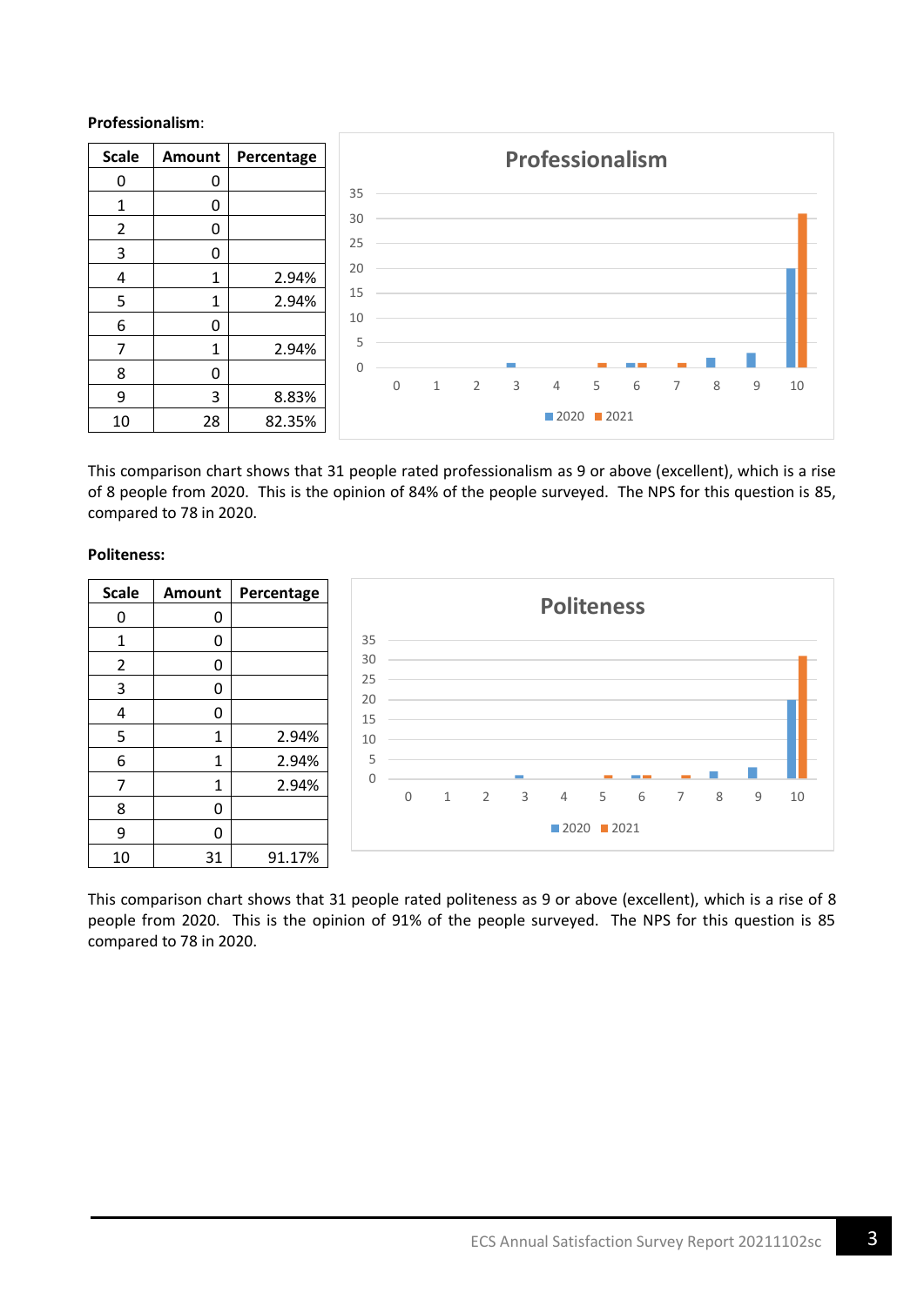**Professionalism**:

| Scale | Amount | Percentage |
|---|---|---|
| 0 | 0 | |
| 1 | 0 | |
| 2 | 0 | |
| 3 | 0 | |
| 4 | 1 | 2.94% |
| 5 | 1 | 2.94% |
| 6 | 0 | |
| 7 | 1 | 2.94% |
| 8 | 0 | |
| 9 | 3 | 8.83% |
| 10 | 28 | 82.35% |

This comparison chart shows that 31 people rated professionalism as 9 or above (excellent), which is a rise of 8 people from 2020. This is the opinion of 84% of the people surveyed. The NPS for this question is 85, compared to 78 in 2020.

**Politeness:**

| Scale | Amount | Percentage |
|---|---|---|
| 0 | 0 | |
| 1 | 0 | |
| 2 | 0 | |
| 3 | 0 | |
| 4 | 0 | |
| 5 | 1 | 2.94% |
| 6 | 1 | 2.94% |
| 7 | 1 | 2.94% |
| 8 | 0 | |
| 9 | 0 | |
| 10 | 31 | 91.17% |

This comparison chart shows that 31 people rated politeness as 9 or above (excellent), which is a rise of 8 people from 2020. This is the opinion of 91% of the people surveyed. The NPS for this question is 85 compared to 78 in 2020.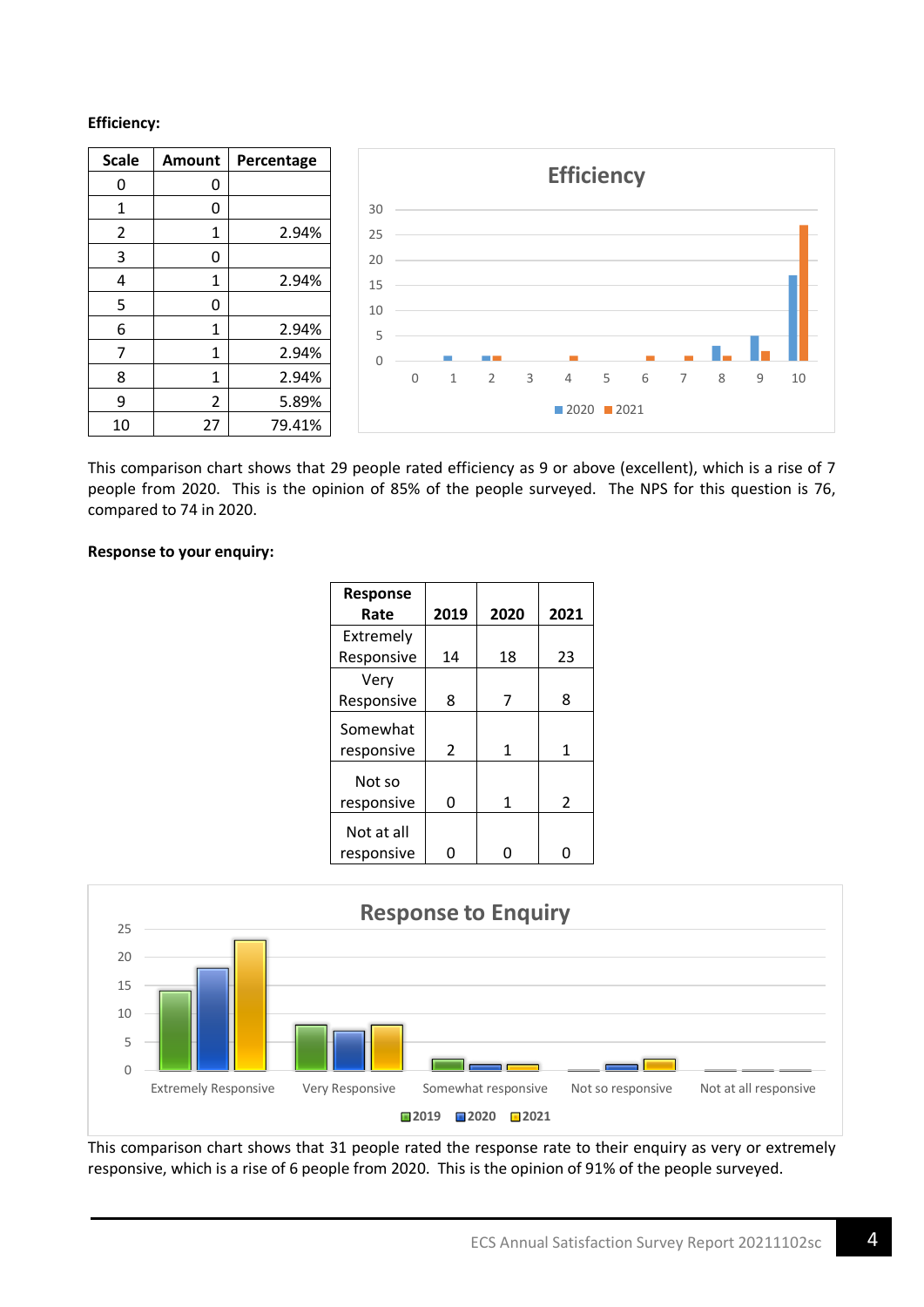**Efficiency:**

| Scale | Amount | Percentage |
|---|---|---|
| 0 | 0 | |
| 1 | 0 | |
| 2 | 1 | 2.94% |
| 3 | 0 | |
| 4 | 1 | 2.94% |
| 5 | 0 | |
| 6 | 1 | 2.94% |
| 7 | 1 | 2.94% |
| 8 | 1 | 2.94% |
| 9 | 2 | 5.89% |
| 10 | 27 | 79.41% |

This comparison chart shows that 29 people rated efficiency as 9 or above (excellent), which is a rise of 7 people from 2020. This is the opinion of 85% of the people surveyed. The NPS for this question is 76, compared to 74 in 2020.

**Response to your enquiry:**

| Response Rate | 2019 | 2020 | 2021 |
|---|---|---|---|
| Extremely Responsive | 14 | 18 | 23 |
| Very Responsive | 8 | 7 | 8 |
| Somewhat responsive | 2 | 1 | 1 |
| Not so responsive | 0 | 1 | 2 |
| Not at all responsive | 0 | 0 | 0 |

This comparison chart shows that 31 people rated the response rate to their enquiry as very or extremely responsive, which is a rise of 6 people from 2020. This is the opinion of 91% of the people surveyed.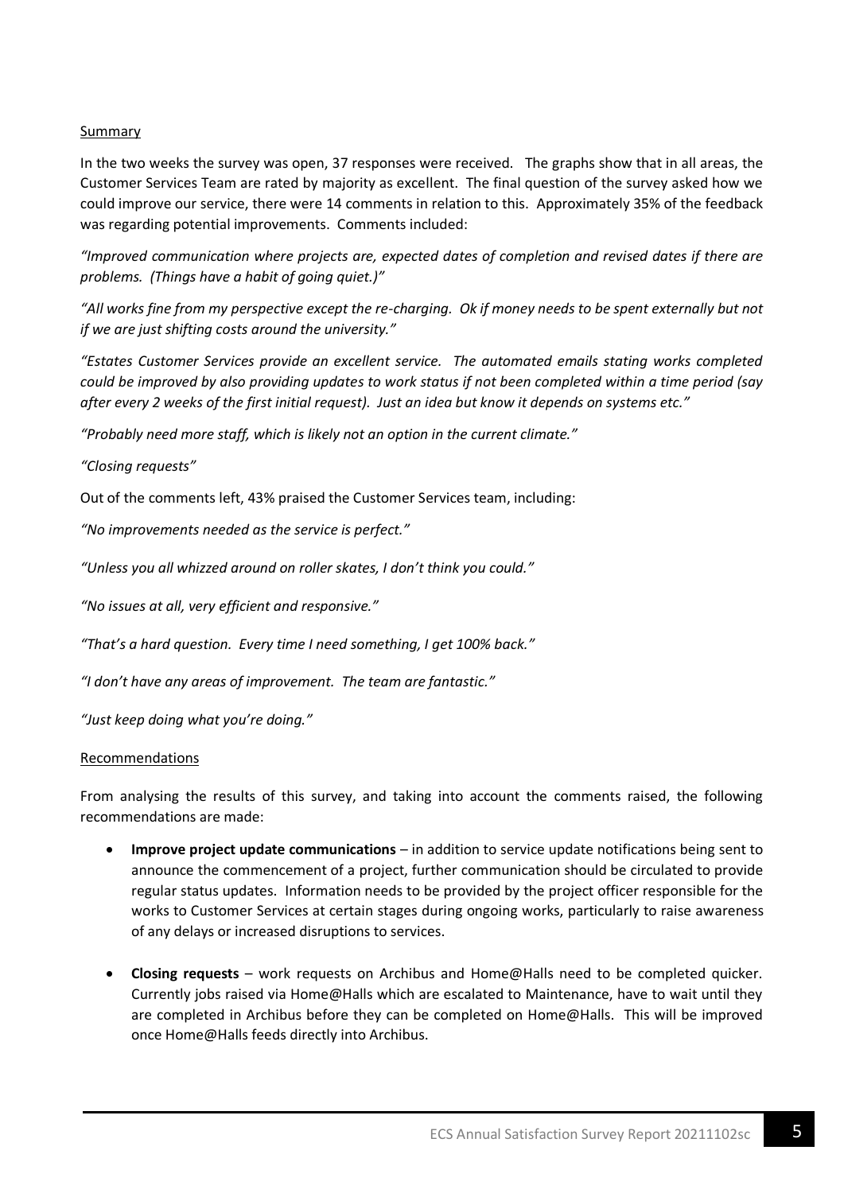Summary

In the two weeks the survey was open, 37 responses were received. The graphs show that in all areas, the Customer Services Team are rated by majority as excellent. The final question of the survey asked how we could improve our service, there were 14 comments in relation to this. Approximately 35% of the feedback was regarding potential improvements. Comments included:

*"Improved communication where projects are, expected dates of completion and revised dates if there are problems. (Things have a habit of going quiet.)"*

*"All works fine from my perspective except the re-charging. Ok if money needs to be spent externally but not if we are just shifting costs around the university."*

*"Estates Customer Services provide an excellent service. The automated emails stating works completed could be improved by also providing updates to work status if not been completed within a time period (say after every 2 weeks of the first initial request). Just an idea but know it depends on systems etc."*

*"Probably need more staff, which is likely not an option in the current climate."*

*"Closing requests"*

Out of the comments left, 43% praised the Customer Services team, including:

*"No improvements needed as the service is perfect."*

*"Unless you all whizzed around on roller skates, I don't think you could."*

*"No issues at all, very efficient and responsive."*

*"That's a hard question. Every time I need something, I get 100% back."*

*"I don't have any areas of improvement. The team are fantastic."*

*"Just keep doing what you're doing."*

Recommendations

From analysing the results of this survey, and taking into account the comments raised, the following recommendations are made:

- **Improve project update communications** – in addition to service update notifications being sent to announce the commencement of a project, further communication should be circulated to provide regular status updates. Information needs to be provided by the project officer responsible for the works to Customer Services at certain stages during ongoing works, particularly to raise awareness of any delays or increased disruptions to services.

- **Closing requests** – work requests on Archibus and Home@Halls need to be completed quicker. Currently jobs raised via Home@Halls which are escalated to Maintenance, have to wait until they are completed in Archibus before they can be completed on Home@Halls. This will be improved once Home@Halls feeds directly into Archibus.